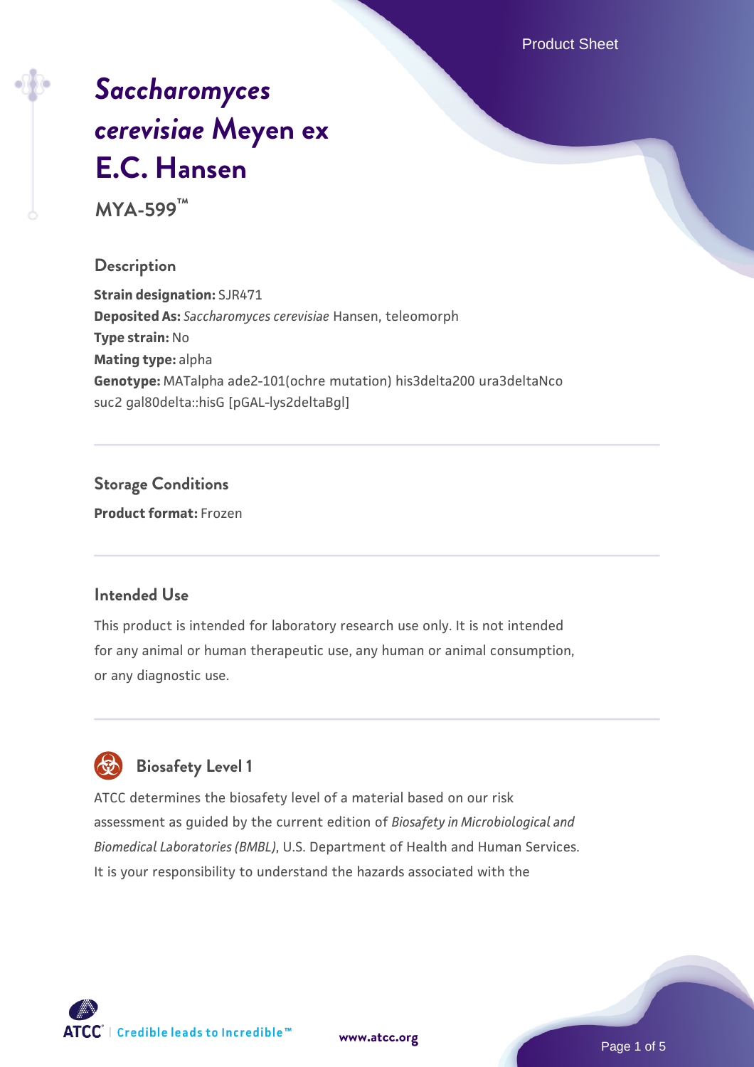# *Saccharomyces cerevisiae* Meyen ex E.C. Hansen

**MYA-599™**

## Description

**Strain designation:** SJR471

**Deposited As:** *Saccharomyces cerevisiae* Hansen, teleomorph

**Type strain:** No

**Mating type:** alpha

**Genotype:** MATalpha ade2-101(ochre mutation) his3delta200 ura3deltaNco suc2 gal80delta::hisG [pGAL-lys2deltaBgl]

## Storage Conditions

**Product format:** Frozen

## Intended Use

This product is intended for laboratory research use only. It is not intended for any animal or human therapeutic use, any human or animal consumption, or any diagnostic use.

## Biosafety Level 1

ATCC determines the biosafety level of a material based on our risk assessment as guided by the current edition of *Biosafety in Microbiological and Biomedical Laboratories (BMBL)*, U.S. Department of Health and Human Services. It is your responsibility to understand the hazards associated with the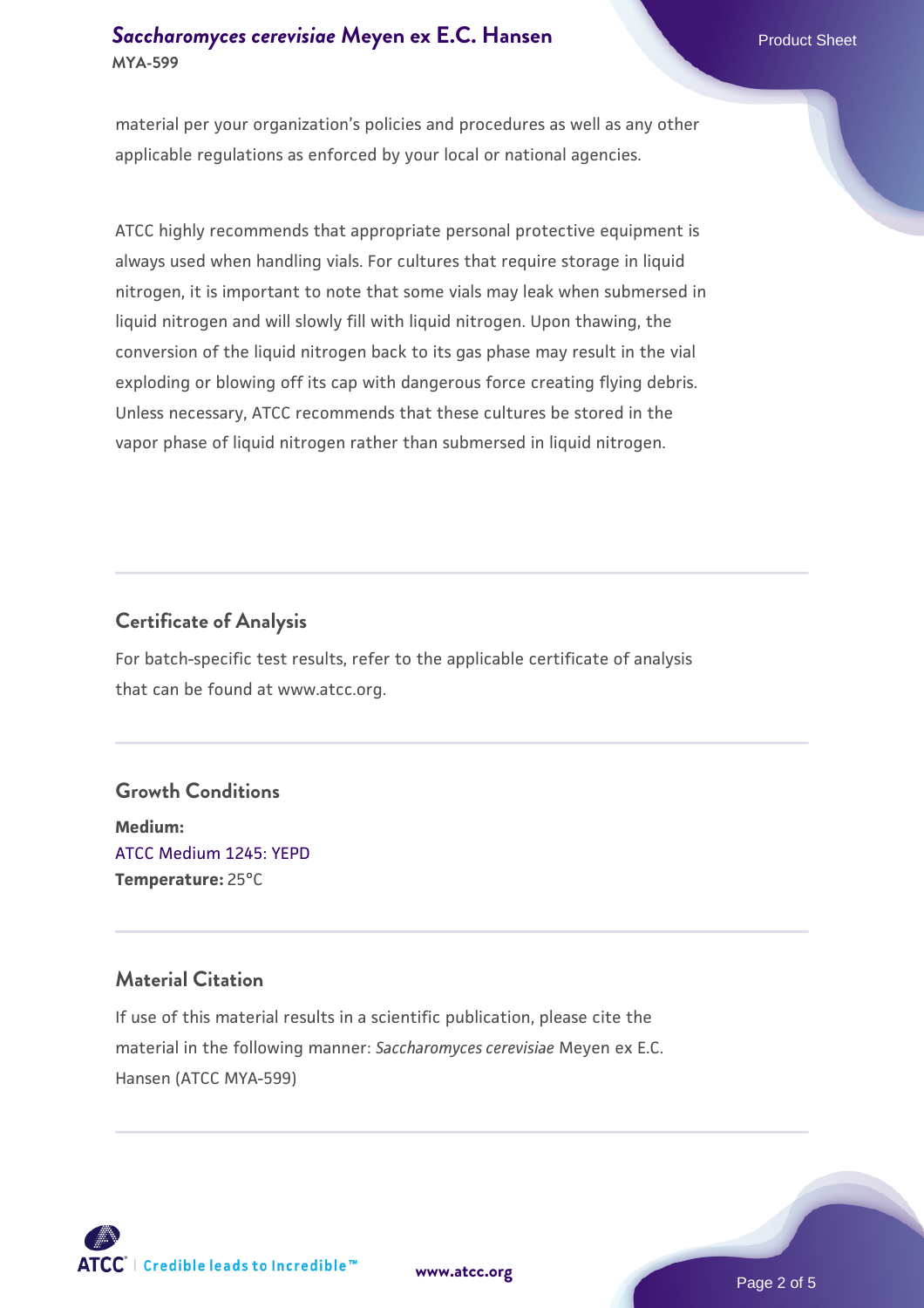material per your organization's policies and procedures as well as any other applicable regulations as enforced by your local or national agencies.

ATCC highly recommends that appropriate personal protective equipment is always used when handling vials. For cultures that require storage in liquid nitrogen, it is important to note that some vials may leak when submersed in liquid nitrogen and will slowly fill with liquid nitrogen. Upon thawing, the conversion of the liquid nitrogen back to its gas phase may result in the vial exploding or blowing off its cap with dangerous force creating flying debris. Unless necessary, ATCC recommends that these cultures be stored in the vapor phase of liquid nitrogen rather than submersed in liquid nitrogen.

## Certificate of Analysis

For batch-specific test results, refer to the applicable certificate of analysis that can be found at www.atcc.org.

## Growth Conditions

**Medium:**
ATCC Medium 1245: YEPD
**Temperature:** 25°C

## Material Citation

If use of this material results in a scientific publication, please cite the material in the following manner: *Saccharomyces cerevisiae* Meyen ex E.C. Hansen (ATCC MYA-599)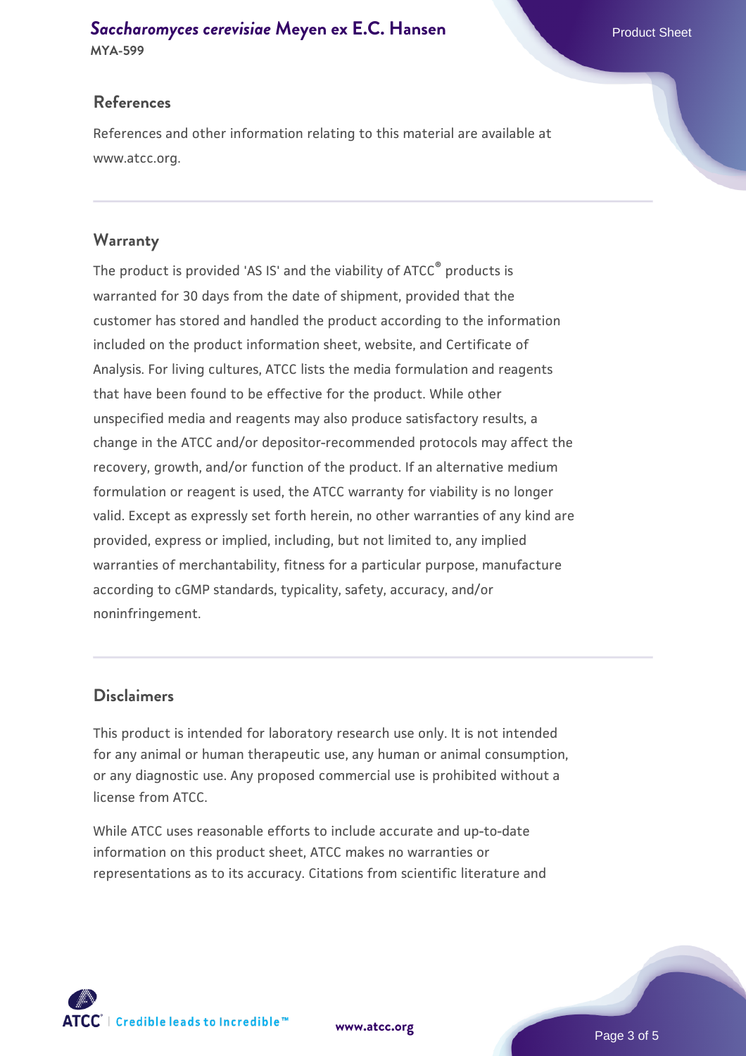## References

References and other information relating to this material are available at www.atcc.org.

## Warranty

The product is provided 'AS IS' and the viability of ATCC® products is warranted for 30 days from the date of shipment, provided that the customer has stored and handled the product according to the information included on the product information sheet, website, and Certificate of Analysis. For living cultures, ATCC lists the media formulation and reagents that have been found to be effective for the product. While other unspecified media and reagents may also produce satisfactory results, a change in the ATCC and/or depositor-recommended protocols may affect the recovery, growth, and/or function of the product. If an alternative medium formulation or reagent is used, the ATCC warranty for viability is no longer valid. Except as expressly set forth herein, no other warranties of any kind are provided, express or implied, including, but not limited to, any implied warranties of merchantability, fitness for a particular purpose, manufacture according to cGMP standards, typicality, safety, accuracy, and/or noninfringement.

## Disclaimers

This product is intended for laboratory research use only. It is not intended for any animal or human therapeutic use, any human or animal consumption, or any diagnostic use. Any proposed commercial use is prohibited without a license from ATCC.

While ATCC uses reasonable efforts to include accurate and up-to-date information on this product sheet, ATCC makes no warranties or representations as to its accuracy. Citations from scientific literature and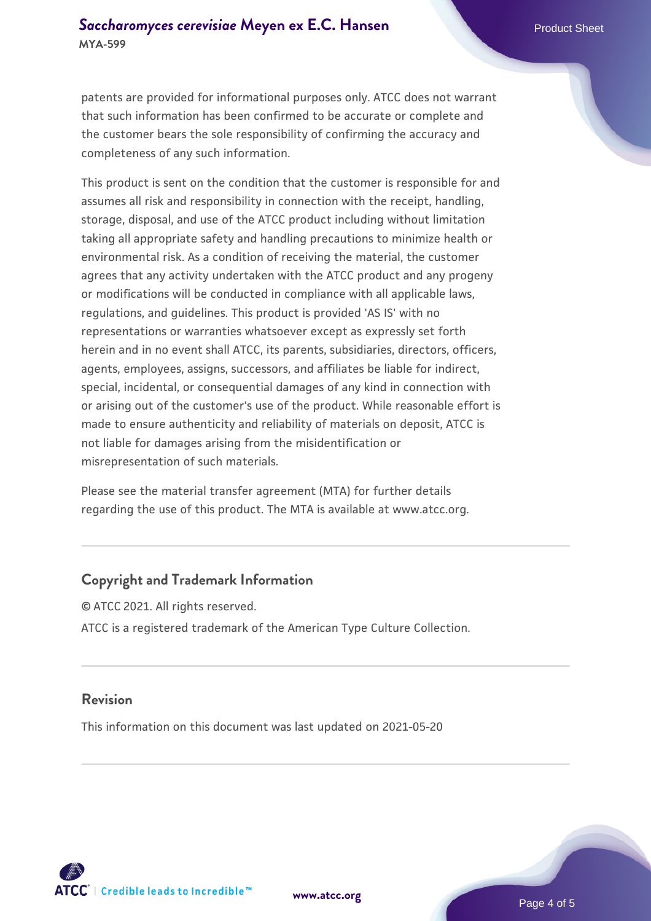patents are provided for informational purposes only. ATCC does not warrant that such information has been confirmed to be accurate or complete and the customer bears the sole responsibility of confirming the accuracy and completeness of any such information.

This product is sent on the condition that the customer is responsible for and assumes all risk and responsibility in connection with the receipt, handling, storage, disposal, and use of the ATCC product including without limitation taking all appropriate safety and handling precautions to minimize health or environmental risk. As a condition of receiving the material, the customer agrees that any activity undertaken with the ATCC product and any progeny or modifications will be conducted in compliance with all applicable laws, regulations, and guidelines. This product is provided 'AS IS' with no representations or warranties whatsoever except as expressly set forth herein and in no event shall ATCC, its parents, subsidiaries, directors, officers, agents, employees, assigns, successors, and affiliates be liable for indirect, special, incidental, or consequential damages of any kind in connection with or arising out of the customer's use of the product. While reasonable effort is made to ensure authenticity and reliability of materials on deposit, ATCC is not liable for damages arising from the misidentification or misrepresentation of such materials.

Please see the material transfer agreement (MTA) for further details regarding the use of this product. The MTA is available at www.atcc.org.

## Copyright and Trademark Information

© ATCC 2021. All rights reserved.

ATCC is a registered trademark of the American Type Culture Collection.

## Revision

This information on this document was last updated on 2021-05-20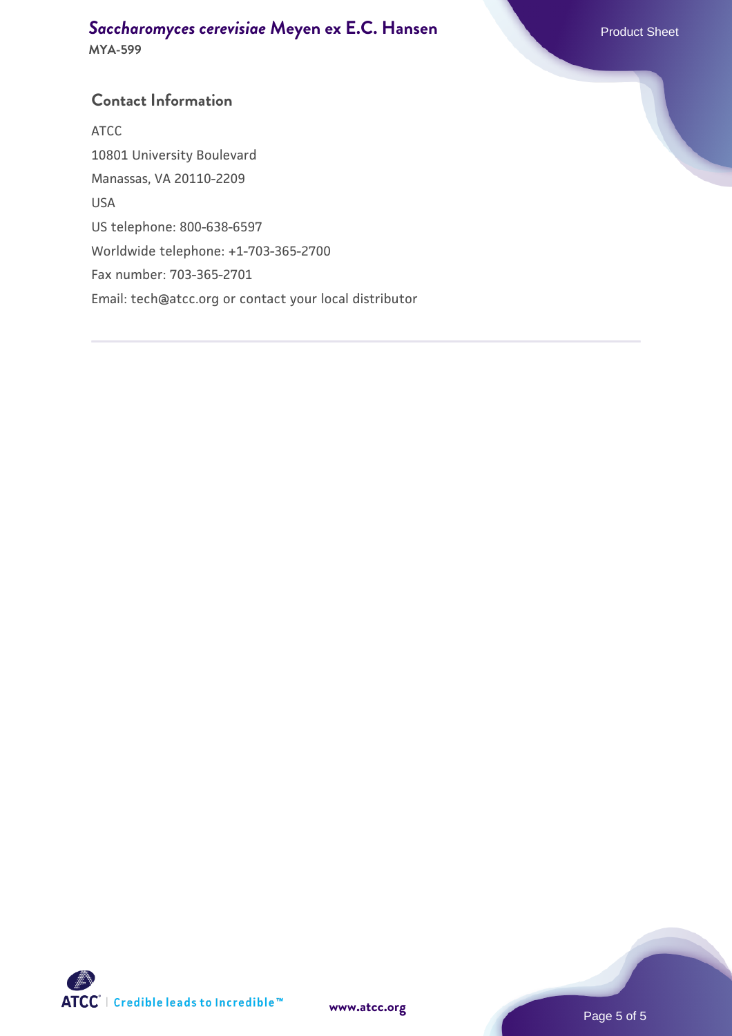## Contact Information

ATCC

10801 University Boulevard

Manassas, VA 20110-2209

USA

US telephone: 800-638-6597

Worldwide telephone: +1-703-365-2700

Fax number: 703-365-2701

Email: tech@atcc.org or contact your local distributor